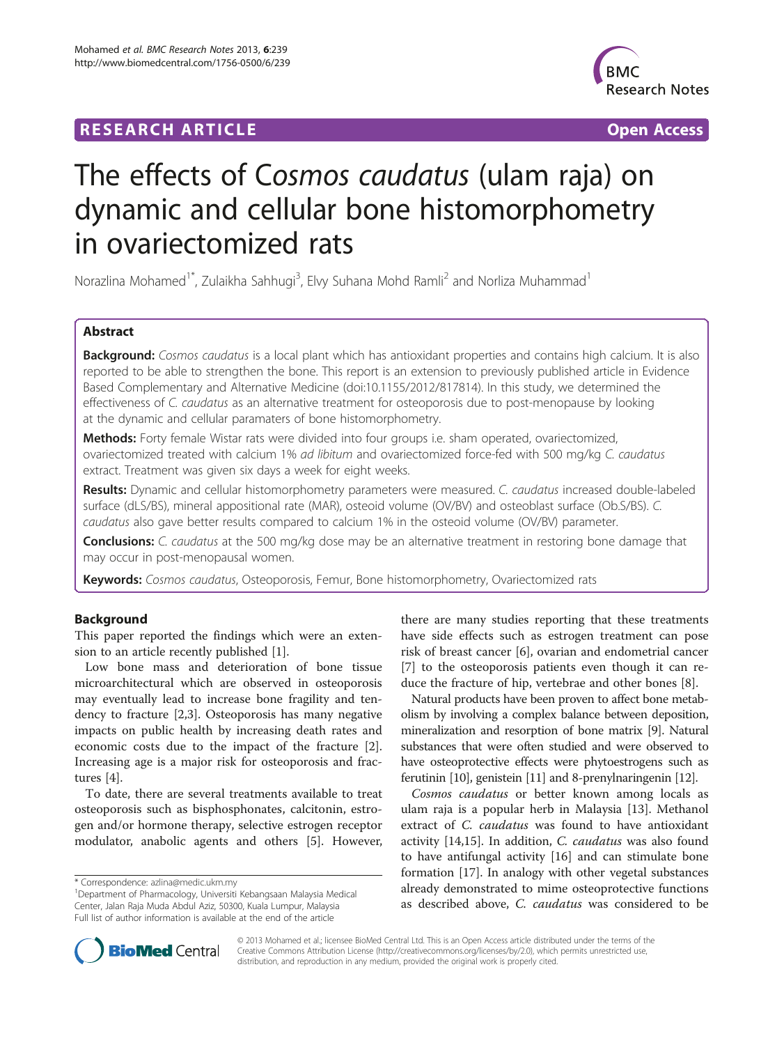**RESEARCH ARTICLE** **Open Access**

# The effects of *Cosmos caudatus* (ulam raja) on dynamic and cellular bone histomorphometry in ovariectomized rats

Norazlina Mohamed[1*], Zulaikha Sahhugi[3], Elvy Suhana Mohd Ramli[2] and Norliza Muhammad[1]

## Abstract

**Background:** *Cosmos caudatus* is a local plant which has antioxidant properties and contains high calcium. It is also reported to be able to strengthen the bone. This report is an extension to previously published article in Evidence Based Complementary and Alternative Medicine (doi:10.1155/2012/817814). In this study, we determined the effectiveness of *C. caudatus* as an alternative treatment for osteoporosis due to post-menopause by looking at the dynamic and cellular paramaters of bone histomorphometry.

**Methods:** Forty female Wistar rats were divided into four groups i.e. sham operated, ovariectomized, ovariectomized treated with calcium 1% *ad libitum* and ovariectomized force-fed with 500 mg/kg *C. caudatus* extract. Treatment was given six days a week for eight weeks.

**Results:** Dynamic and cellular histomorphometry parameters were measured. *C. caudatus* increased double-labeled surface (dLS/BS), mineral appositional rate (MAR), osteoid volume (OV/BV) and osteoblast surface (Ob.S/BS). *C. caudatus* also gave better results compared to calcium 1% in the osteoid volume (OV/BV) parameter.

**Conclusions:** *C. caudatus* at the 500 mg/kg dose may be an alternative treatment in restoring bone damage that may occur in post-menopausal women.

**Keywords:** *Cosmos caudatus*, Osteoporosis, Femur, Bone histomorphometry, Ovariectomized rats

## Background

This paper reported the findings which were an extension to an article recently published [1].

Low bone mass and deterioration of bone tissue microarchitectural which are observed in osteoporosis may eventually lead to increase bone fragility and tendency to fracture [2,3]. Osteoporosis has many negative impacts on public health by increasing death rates and economic costs due to the impact of the fracture [2]. Increasing age is a major risk for osteoporosis and fractures [4].

To date, there are several treatments available to treat osteoporosis such as bisphosphonates, calcitonin, estrogen and/or hormone therapy, selective estrogen receptor modulator, anabolic agents and others [5]. However, there are many studies reporting that these treatments have side effects such as estrogen treatment can pose risk of breast cancer [6], ovarian and endometrial cancer [7] to the osteoporosis patients even though it can reduce the fracture of hip, vertebrae and other bones [8].

Natural products have been proven to affect bone metabolism by involving a complex balance between deposition, mineralization and resorption of bone matrix [9]. Natural substances that were often studied and were observed to have osteoprotective effects were phytoestrogens such as ferutinin [10], genistein [11] and 8-prenylnaringenin [12].

*Cosmos caudatus* or better known among locals as ulam raja is a popular herb in Malaysia [13]. Methanol extract of *C. caudatus* was found to have antioxidant activity [14,15]. In addition, *C. caudatus* was also found to have antifungal activity [16] and can stimulate bone formation [17]. In analogy with other vegetal substances already demonstrated to mime osteoprotective functions as described above, *C. caudatus* was considered to be

\* Correspondence: azlina@medic.ukm.my
[1]Department of Pharmacology, Universiti Kebangsaan Malaysia Medical Center, Jalan Raja Muda Abdul Aziz, 50300, Kuala Lumpur, Malaysia
Full list of author information is available at the end of the article

© 2013 Mohamed et al.; licensee BioMed Central Ltd. This is an Open Access article distributed under the terms of the Creative Commons Attribution License (http://creativecommons.org/licenses/by/2.0), which permits unrestricted use, distribution, and reproduction in any medium, provided the original work is properly cited.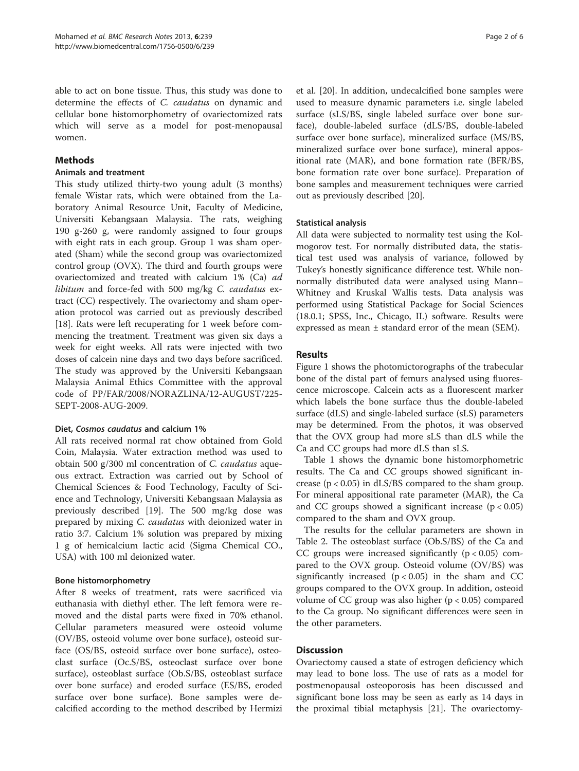able to act on bone tissue. Thus, this study was done to determine the effects of *C. caudatus* on dynamic and cellular bone histomorphometry of ovariectomized rats which will serve as a model for post-menopausal women.

## Methods

### Animals and treatment

This study utilized thirty-two young adult (3 months) female Wistar rats, which were obtained from the Laboratory Animal Resource Unit, Faculty of Medicine, Universiti Kebangsaan Malaysia. The rats, weighing 190 g-260 g, were randomly assigned to four groups with eight rats in each group. Group 1 was sham operated (Sham) while the second group was ovariectomized control group (OVX). The third and fourth groups were ovariectomized and treated with calcium 1% (Ca) *ad libitum* and force-fed with 500 mg/kg *C. caudatus* extract (CC) respectively. The ovariectomy and sham operation protocol was carried out as previously described [18]. Rats were left recuperating for 1 week before commencing the treatment. Treatment was given six days a week for eight weeks. All rats were injected with two doses of calcein nine days and two days before sacrificed. The study was approved by the Universiti Kebangsaan Malaysia Animal Ethics Committee with the approval code of PP/FAR/2008/NORAZLINA/12-AUGUST/225-SEPT-2008-AUG-2009.

#### Diet, *Cosmos caudatus* and calcium 1%

All rats received normal rat chow obtained from Gold Coin, Malaysia. Water extraction method was used to obtain 500 g/300 ml concentration of *C. caudatus* aqueous extract. Extraction was carried out by School of Chemical Sciences & Food Technology, Faculty of Science and Technology, Universiti Kebangsaan Malaysia as previously described [19]. The 500 mg/kg dose was prepared by mixing *C. caudatus* with deionized water in ratio 3:7. Calcium 1% solution was prepared by mixing 1 g of hemicalcium lactic acid (Sigma Chemical CO., USA) with 100 ml deionized water.

#### Bone histomorphometry

After 8 weeks of treatment, rats were sacrificed via euthanasia with diethyl ether. The left femora were removed and the distal parts were fixed in 70% ethanol. Cellular parameters measured were osteoid volume (OV/BS, osteoid volume over bone surface), osteoid surface (OS/BS, osteoid surface over bone surface), osteoclast surface (Oc.S/BS, osteoclast surface over bone surface), osteoblast surface (Ob.S/BS, osteoblast surface over bone surface) and eroded surface (ES/BS, eroded surface over bone surface). Bone samples were decalcified according to the method described by Hermizi et al. [20]. In addition, undecalcified bone samples were used to measure dynamic parameters i.e. single labeled surface (sLS/BS, single labeled surface over bone surface), double-labeled surface (dLS/BS, double-labeled surface over bone surface), mineralized surface (MS/BS, mineralized surface over bone surface), mineral appositional rate (MAR), and bone formation rate (BFR/BS, bone formation rate over bone surface). Preparation of bone samples and measurement techniques were carried out as previously described [20].

#### Statistical analysis

All data were subjected to normality test using the Kolmogorov test. For normally distributed data, the statistical test used was analysis of variance, followed by Tukey's honestly significance difference test. While non-normally distributed data were analysed using Mann–Whitney and Kruskal Wallis tests. Data analysis was performed using Statistical Package for Social Sciences (18.0.1; SPSS, Inc., Chicago, IL) software. Results were expressed as mean ± standard error of the mean (SEM).

## Results

Figure 1 shows the photomictorographs of the trabecular bone of the distal part of femurs analysed using fluorescence microscope. Calcein acts as a fluorescent marker which labels the bone surface thus the double-labeled surface (dLS) and single-labeled surface (sLS) parameters may be determined. From the photos, it was observed that the OVX group had more sLS than dLS while the Ca and CC groups had more dLS than sLS.

Table 1 shows the dynamic bone histomorphometric results. The Ca and CC groups showed significant increase ($p < 0.05$) in dLS/BS compared to the sham group. For mineral appositional rate parameter (MAR), the Ca and CC groups showed a significant increase ($p < 0.05$) compared to the sham and OVX group.

The results for the cellular parameters are shown in Table 2. The osteoblast surface (Ob.S/BS) of the Ca and CC groups were increased significantly ($p < 0.05$) compared to the OVX group. Osteoid volume (OV/BS) was significantly increased ($p < 0.05$) in the sham and CC groups compared to the OVX group. In addition, osteoid volume of CC group was also higher ($p < 0.05$) compared to the Ca group. No significant differences were seen in the other parameters.

## Discussion

Ovariectomy caused a state of estrogen deficiency which may lead to bone loss. The use of rats as a model for postmenopausal osteoporosis has been discussed and significant bone loss may be seen as early as 14 days in the proximal tibial metaphysis [21]. The ovariectomy-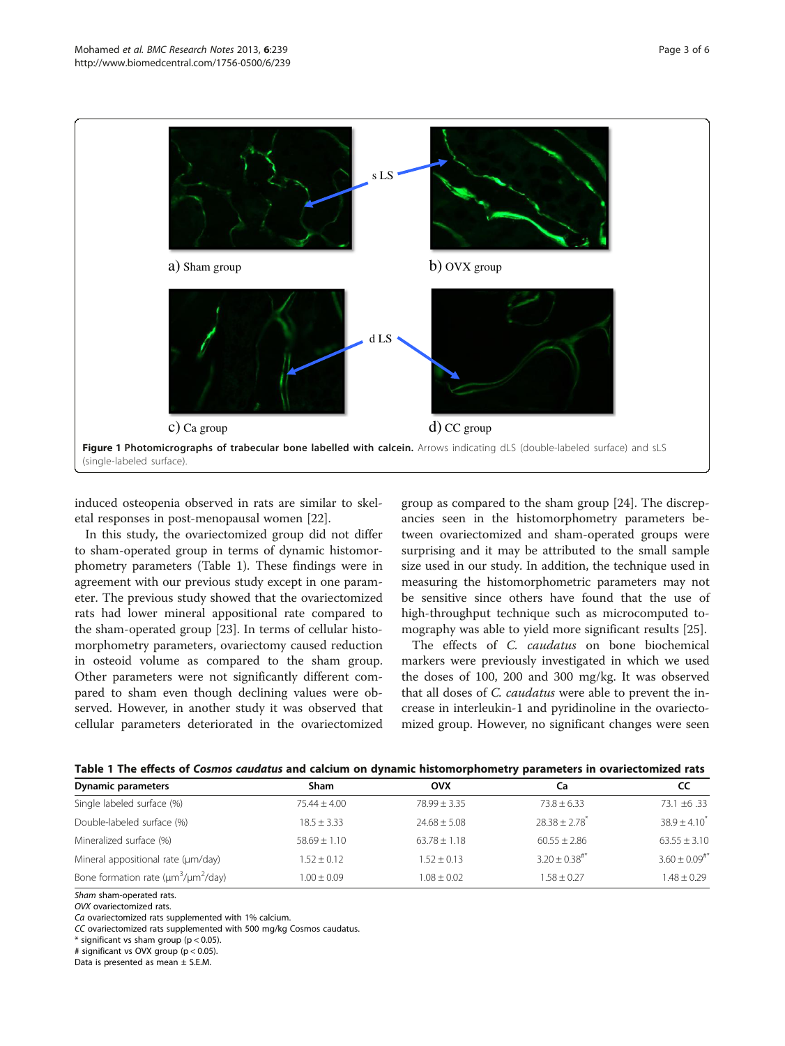Figure 1 Photomicrographs of trabecular bone labelled with calcein. Arrows indicating dLS (double-labeled surface) and sLS (single-labeled surface).

induced osteopenia observed in rats are similar to skeletal responses in post-menopausal women [22].

In this study, the ovariectomized group did not differ to sham-operated group in terms of dynamic histomorphometry parameters (Table 1). These findings were in agreement with our previous study except in one parameter. The previous study showed that the ovariectomized rats had lower mineral appositional rate compared to the sham-operated group [23]. In terms of cellular histomorphometry parameters, ovariectomy caused reduction in osteoid volume as compared to the sham group. Other parameters were not significantly different compared to sham even though declining values were observed. However, in another study it was observed that cellular parameters deteriorated in the ovariectomized group as compared to the sham group [24]. The discrepancies seen in the histomorphometry parameters between ovariectomized and sham-operated groups were surprising and it may be attributed to the small sample size used in our study. In addition, the technique used in measuring the histomorphometric parameters may not be sensitive since others have found that the use of high-throughput technique such as microcomputed tomography was able to yield more significant results [25].

The effects of *C. caudatus* on bone biochemical markers were previously investigated in which we used the doses of 100, 200 and 300 mg/kg. It was observed that all doses of *C. caudatus* were able to prevent the increase in interleukin-1 and pyridinoline in the ovariectomized group. However, no significant changes were seen

**Table 1 The effects of *Cosmos caudatus* and calcium on dynamic histomorphometry parameters in ovariectomized rats**

| Dynamic parameters | Sham | OVX | Ca | CC |
|---|---|---|---|---|
| Single labeled surface (%) | 75.44 ± 4.00 | 78.99 ± 3.35 | 73.8 ± 6.33 | 73.1 ±6 .33 |
| Double-labeled surface (%) | 18.5 ± 3.33 | 24.68 ± 5.08 | 28.38 ± 2.78* | 38.9 ± 4.10* |
| Mineralized surface (%) | 58.69 ± 1.10 | 63.78 ± 1.18 | 60.55 ± 2.86 | 63.55 ± 3.10 |
| Mineral appositional rate (μm/day) | 1.52 ± 0.12 | 1.52 ± 0.13 | 3.20 ± 0.38#* | 3.60 ± 0.09#* |
| Bone formation rate ($\mu m^3/\mu m^2$/day) | 1.00 ± 0.09 | 1.08 ± 0.02 | 1.58 ± 0.27 | 1.48 ± 0.29 |

*Sham* sham-operated rats.
*OVX* ovariectomized rats.
*Ca* ovariectomized rats supplemented with 1% calcium.
*CC* ovariectomized rats supplemented with 500 mg/kg Cosmos caudatus.
* significant vs sham group ($p < 0.05$).
# significant vs OVX group ($p < 0.05$).
Data is presented as mean ± S.E.M.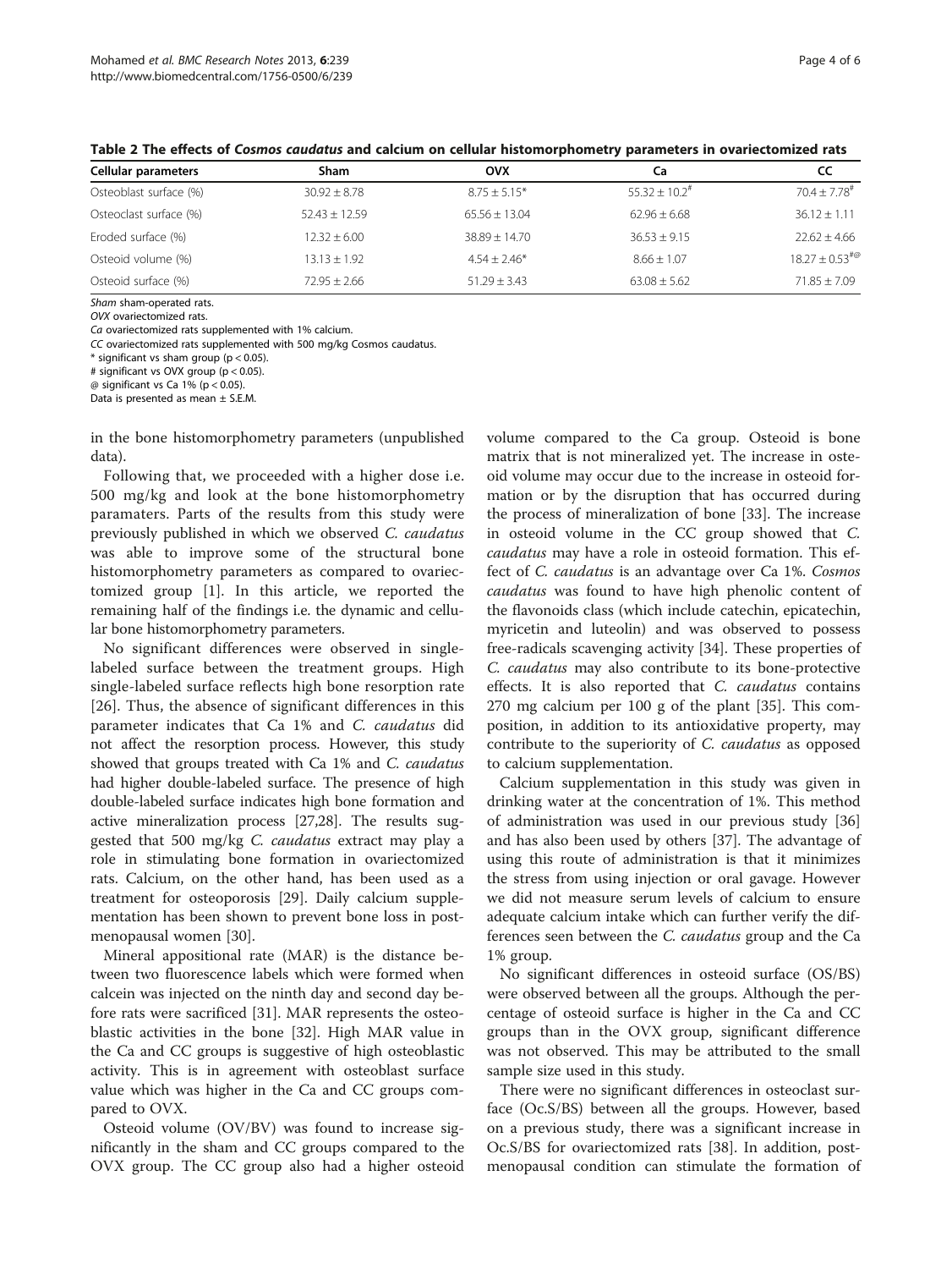**Table 2 The effects of *Cosmos caudatus* and calcium on cellular histomorphometry parameters in ovariectomized rats**

| Cellular parameters | Sham | OVX | Ca | CC |
|---|---|---|---|---|
| Osteoblast surface (%) | 30.92 ± 8.78 | 8.75 ± 5.15* | 55.32 ± 10.2# | 70.4 ± 7.78# |
| Osteoclast surface (%) | 52.43 ± 12.59 | 65.56 ± 13.04 | 62.96 ± 6.68 | 36.12 ± 1.11 |
| Eroded surface (%) | 12.32 ± 6.00 | 38.89 ± 14.70 | 36.53 ± 9.15 | 22.62 ± 4.66 |
| Osteoid volume (%) | 13.13 ± 1.92 | 4.54 ± 2.46* | 8.66 ± 1.07 | 18.27 ± 0.53#@ |
| Osteoid surface (%) | 72.95 ± 2.66 | 51.29 ± 3.43 | 63.08 ± 5.62 | 71.85 ± 7.09 |

*Sham* sham-operated rats.
*OVX* ovariectomized rats.
*Ca* ovariectomized rats supplemented with 1% calcium.
*CC* ovariectomized rats supplemented with 500 mg/kg Cosmos caudatus.
* significant vs sham group ($p < 0.05$).
# significant vs OVX group ($p < 0.05$).
@ significant vs Ca 1% ($p < 0.05$).
Data is presented as mean ± S.E.M.

in the bone histomorphometry parameters (unpublished data).

Following that, we proceeded with a higher dose i.e. 500 mg/kg and look at the bone histomorphometry paramaters. Parts of the results from this study were previously published in which we observed *C. caudatus* was able to improve some of the structural bone histomorphometry parameters as compared to ovariectomized group [1]. In this article, we reported the remaining half of the findings i.e. the dynamic and cellular bone histomorphometry parameters.

No significant differences were observed in single-labeled surface between the treatment groups. High single-labeled surface reflects high bone resorption rate [26]. Thus, the absence of significant differences in this parameter indicates that Ca 1% and *C. caudatus* did not affect the resorption process. However, this study showed that groups treated with Ca 1% and *C. caudatus* had higher double-labeled surface. The presence of high double-labeled surface indicates high bone formation and active mineralization process [27,28]. The results suggested that 500 mg/kg *C. caudatus* extract may play a role in stimulating bone formation in ovariectomized rats. Calcium, on the other hand, has been used as a treatment for osteoporosis [29]. Daily calcium supplementation has been shown to prevent bone loss in postmenopausal women [30].

Mineral appositional rate (MAR) is the distance between two fluorescence labels which were formed when calcein was injected on the ninth day and second day before rats were sacrificed [31]. MAR represents the osteoblastic activities in the bone [32]. High MAR value in the Ca and CC groups is suggestive of high osteoblastic activity. This is in agreement with osteoblast surface value which was higher in the Ca and CC groups compared to OVX.

Osteoid volume (OV/BV) was found to increase significantly in the sham and CC groups compared to the OVX group. The CC group also had a higher osteoid volume compared to the Ca group. Osteoid is bone matrix that is not mineralized yet. The increase in osteoid volume may occur due to the increase in osteoid formation or by the disruption that has occurred during the process of mineralization of bone [33]. The increase in osteoid volume in the CC group showed that *C. caudatus* may have a role in osteoid formation. This effect of *C. caudatus* is an advantage over Ca 1%. *Cosmos caudatus* was found to have high phenolic content of the flavonoids class (which include catechin, epicatechin, myricetin and luteolin) and was observed to possess free-radicals scavenging activity [34]. These properties of *C. caudatus* may also contribute to its bone-protective effects. It is also reported that *C. caudatus* contains 270 mg calcium per 100 g of the plant [35]. This composition, in addition to its antioxidative property, may contribute to the superiority of *C. caudatus* as opposed to calcium supplementation.

Calcium supplementation in this study was given in drinking water at the concentration of 1%. This method of administration was used in our previous study [36] and has also been used by others [37]. The advantage of using this route of administration is that it minimizes the stress from using injection or oral gavage. However we did not measure serum levels of calcium to ensure adequate calcium intake which can further verify the differences seen between the *C. caudatus* group and the Ca 1% group.

No significant differences in osteoid surface (OS/BS) were observed between all the groups. Although the percentage of osteoid surface is higher in the Ca and CC groups than in the OVX group, significant difference was not observed. This may be attributed to the small sample size used in this study.

There were no significant differences in osteoclast surface (Oc.S/BS) between all the groups. However, based on a previous study, there was a significant increase in Oc.S/BS for ovariectomized rats [38]. In addition, postmenopausal condition can stimulate the formation of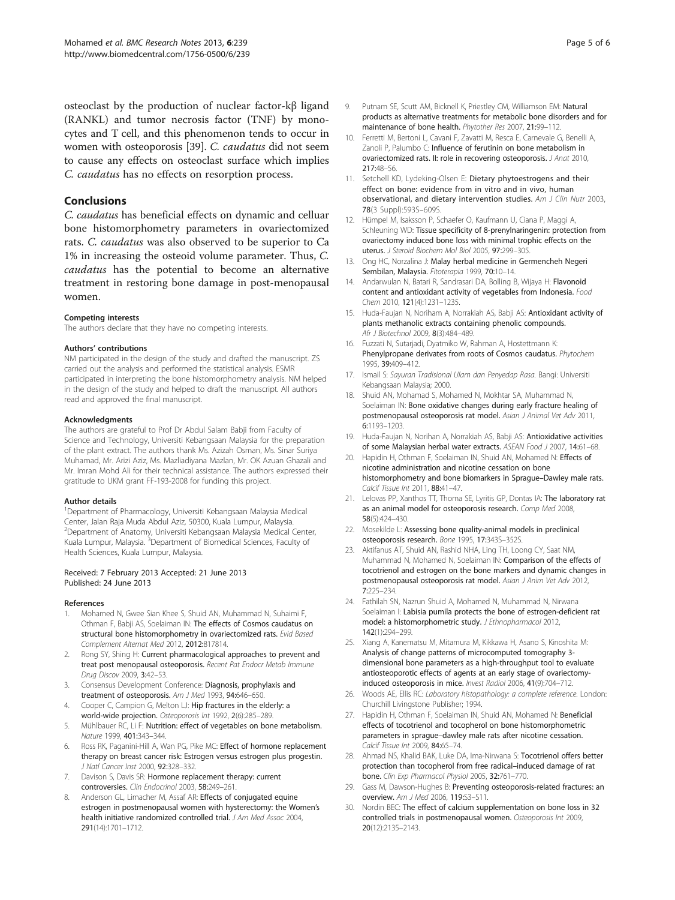osteoclast by the production of nuclear factor-kβ ligand (RANKL) and tumor necrosis factor (TNF) by monocytes and T cell, and this phenomenon tends to occur in women with osteoporosis [39]. *C. caudatus* did not seem to cause any effects on osteoclast surface which implies *C. caudatus* has no effects on resorption process.

## Conclusions

*C. caudatus* has beneficial effects on dynamic and celluar bone histomorphometry parameters in ovariectomized rats. *C. caudatus* was also observed to be superior to Ca 1% in increasing the osteoid volume parameter. Thus, *C. caudatus* has the potential to become an alternative treatment in restoring bone damage in post-menopausal women.

#### Competing interests

The authors declare that they have no competing interests.

#### Authors' contributions

NM participated in the design of the study and drafted the manuscript. ZS carried out the analysis and performed the statistical analysis. ESMR participated in interpreting the bone histomorphometry analysis. NM helped in the design of the study and helped to draft the manuscript. All authors read and approved the final manuscript.

#### Acknowledgments

The authors are grateful to Prof Dr Abdul Salam Babji from Faculty of Science and Technology, Universiti Kebangsaan Malaysia for the preparation of the plant extract. The authors thank Ms. Azizah Osman, Ms. Sinar Suriya Muhamad, Mr. Arizi Aziz, Ms. Mazliadiyana Mazlan, Mr. OK Azuan Ghazali and Mr. Imran Mohd Ali for their technical assistance. The authors expressed their gratitude to UKM grant FF-193-2008 for funding this project.

#### Author details

[1]Department of Pharmacology, Universiti Kebangsaan Malaysia Medical Center, Jalan Raja Muda Abdul Aziz, 50300, Kuala Lumpur, Malaysia. [2]Department of Anatomy, Universiti Kebangsaan Malaysia Medical Center, Kuala Lumpur, Malaysia. [3]Department of Biomedical Sciences, Faculty of Health Sciences, Kuala Lumpur, Malaysia.

Received: 7 February 2013 Accepted: 21 June 2013
Published: 24 June 2013

#### References

1. Mohamed N, Gwee Sian Khee S, Shuid AN, Muhammad N, Suhaimi F, Othman F, Babji AS, Soelaiman IN: **The effects of Cosmos caudatus on structural bone histomorphometry in ovariectomized rats.** *Evid Based Complement Alternat Med* 2012, **2012:**817814.
2. Rong SY, Shing H: **Current pharmacological approaches to prevent and treat post menopausal osteoporosis.** *Recent Pat Endocr Metab Immune Drug Discov* 2009, **3:**42–53.
3. Consensus Development Conference: **Diagnosis, prophylaxis and treatment of osteoporosis.** *Am J Med* 1993, **94:**646–650.
4. Cooper C, Campion G, Melton LJ: **Hip fractures in the elderly: a world-wide projection.** *Osteoporosis Int* 1992, **2**(6):285–289.
5. Mühlbauer RC, Li F: **Nutrition: effect of vegetables on bone metabolism.** *Nature* 1999, **401:**343–344.
6. Ross RK, Paganini-Hill A, Wan PG, Pike MC: **Effect of hormone replacement therapy on breast cancer risk: Estrogen versus estrogen plus progestin.** *J Natl Cancer Inst* 2000, **92:**328–332.
7. Davison S, Davis SR: **Hormone replacement therapy: current controversies.** *Clin Endocrinol* 2003, **58:**249–261.
8. Anderson GL, Limacher M, Assaf AR: **Effects of conjugated equine estrogen in postmenopausal women with hysterectomy: the Women's health initiative randomized controlled trial.** *J Am Med Assoc* 2004, **291**(14):1701–1712.
9. Putnam SE, Scutt AM, Bicknell K, Priestley CM, Williamson EM: **Natural products as alternative treatments for metabolic bone disorders and for maintenance of bone health.** *Phytother Res* 2007, **21:**99–112.
10. Ferretti M, Bertoni L, Cavani F, Zavatti M, Resca E, Carnevale G, Benelli A, Zanoli P, Palumbo C: **Influence of ferutinin on bone metabolism in ovariectomized rats. II: role in recovering osteoporosis.** *J Anat* 2010, **217:**48–56.
11. Setchell KD, Lydeking-Olsen E: **Dietary phytoestrogens and their effect on bone: evidence from in vitro and in vivo, human observational, and dietary intervention studies.** *Am J Clin Nutr* 2003, **78**(3 Suppl):593S–609S.
12. Hümpel M, Isaksson P, Schaefer O, Kaufmann U, Ciana P, Maggi A, Schleuning WD: **Tissue specificity of 8-prenylnaringenin: protection from ovariectomy induced bone loss with minimal trophic effects on the uterus.** *J Steroid Biochem Mol Biol* 2005, **97:**299–305.
13. Ong HC, Norzalina J: **Malay herbal medicine in Germencheh Negeri Sembilan, Malaysia.** *Fitoterapia* 1999, **70:**10–14.
14. Andarwulan N, Batari R, Sandrasari DA, Bolling B, Wijaya H: **Flavonoid content and antioxidant activity of vegetables from Indonesia.** *Food Chem* 2010, **121**(4):1231–1235.
15. Huda-Faujan N, Noriham A, Norrakiah AS, Babji AS: **Antioxidant activity of plants methanolic extracts containing phenolic compounds.** *Afr J Biotechnol* 2009, **8**(3):484–489.
16. Fuzzati N, Sutarjadi, Dyatmiko W, Rahman A, Hostettmann K: **Phenylpropane derivates from roots of Cosmos caudatus.** *Phytochem* 1995, **39:**409–412.
17. Ismail S: *Sayuran Tradisional Ulam dan Penyedap Rasa.* Bangi: Universiti Kebangsaan Malaysia; 2000.
18. Shuid AN, Mohamad S, Mohamed N, Mokhtar SA, Muhammad N, Soelaiman IN: **Bone oxidative changes during early fracture healing of postmenopausal osteoporosis rat model.** *Asian J Animal Vet Adv* 2011, **6:**1193–1203.
19. Huda-Faujan N, Norihan A, Norrakiah AS, Babji AS: **Antioxidative activities of some Malaysian herbal water extracts.** *ASEAN Food J* 2007, **14:**61–68.
20. Hapidin H, Othman F, Soelaiman IN, Shuid AN, Mohamed N: **Effects of nicotine administration and nicotine cessation on bone histomorphometry and bone biomarkers in Sprague–Dawley male rats.** *Calcif Tissue Int* 2011, **88:**41–47.
21. Lelovas PP, Xanthos TT, Thoma SE, Lyritis GP, Dontas IA: **The laboratory rat as an animal model for osteoporosis research.** *Comp Med* 2008, **58**(5):424–430.
22. Mosekilde L: **Assessing bone quality-animal models in preclinical osteoporosis research.** *Bone* 1995, **17:**343S–352S.
23. Aktifanus AT, Shuid AN, Rashid NHA, Ling TH, Loong CY, Saat NM, Muhammad N, Mohamed N, Soelaiman IN: **Comparison of the effects of tocotrienol and estrogen on the bone markers and dynamic changes in postmenopausal osteoporosis rat model.** *Asian J Anim Vet Adv* 2012, **7:**225–234.
24. Fathilah SN, Nazrun Shuid A, Mohamed N, Muhammad N, Nirwana Soelaiman I: **Labisia pumila protects the bone of estrogen-deficient rat model: a histomorphometric study.** *J Ethnopharmacol* 2012, **142**(1):294–299.
25. Xiang A, Kanematsu M, Mitamura M, Kikkawa H, Asano S, Kinoshita M: **Analysis of change patterns of microcomputed tomography 3-dimensional bone parameters as a high-throughput tool to evaluate antiosteoporotic effects of agents at an early stage of ovariectomy-induced osteoporosis in mice.** *Invest Radiol* 2006, **41**(9):704–712.
26. Woods AE, Ellis RC: *Laboratory histopathology: a complete reference.* London: Churchill Livingstone Publisher; 1994.
27. Hapidin H, Othman F, Soelaiman IN, Shuid AN, Mohamed N: **Beneficial effects of tocotrienol and tocopherol on bone histomorphometric parameters in sprague–dawley male rats after nicotine cessation.** *Calcif Tissue Int* 2009, **84:**65–74.
28. Ahmad NS, Khalid BAK, Luke DA, Ima-Nirwana S: **Tocotrienol offers better protection than tocopherol from free radical–induced damage of rat bone.** *Clin Exp Pharmacol Physiol* 2005, **32:**761–770.
29. Gass M, Dawson-Hughes B: **Preventing osteoporosis-related fractures: an overview.** *Am J Med* 2006, **119:**S3–S11.
30. Nordin BEC: **The effect of calcium supplementation on bone loss in 32 controlled trials in postmenopausal women.** *Osteoporosis Int* 2009, **20**(12):2135–2143.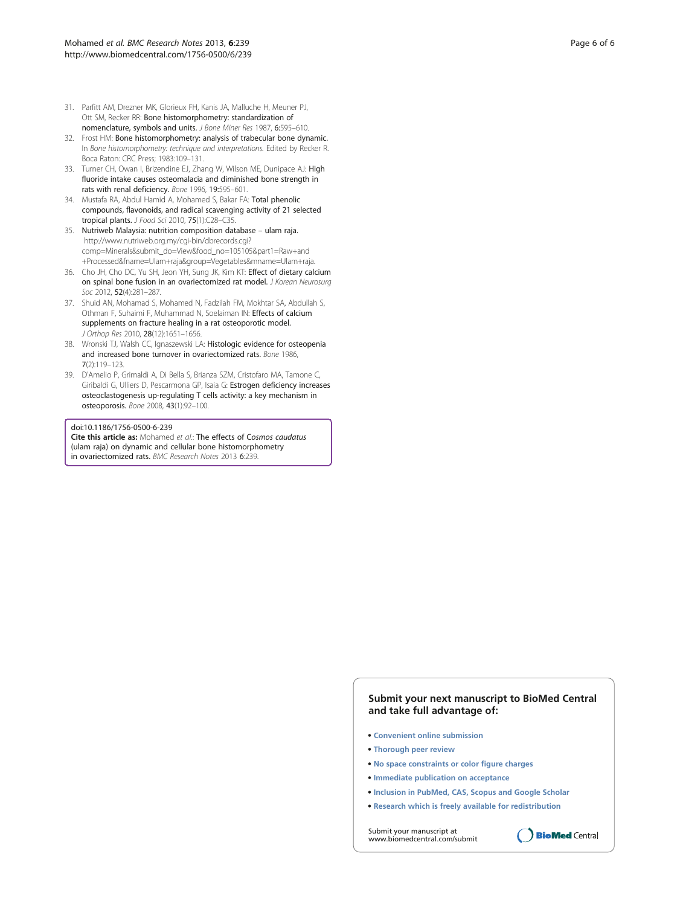31. Parfitt AM, Drezner MK, Glorieux FH, Kanis JA, Malluche H, Meuner PJ, Ott SM, Recker RR: **Bone histomorphometry: standardization of nomenclature, symbols and units.** *J Bone Miner Res* 1987, **6:**595–610.
32. Frost HM: **Bone histomorphometry: analysis of trabecular bone dynamic.** In *Bone histomorphometry: technique and interpretations.* Edited by Recker R. Boca Raton: CRC Press; 1983:109–131.
33. Turner CH, Owan I, Brizendine EJ, Zhang W, Wilson ME, Dunipace AJ: **High fluoride intake causes osteomalacia and diminished bone strength in rats with renal deficiency.** *Bone* 1996, **19:**595–601.
34. Mustafa RA, Abdul Hamid A, Mohamed S, Bakar FA: **Total phenolic compounds, flavonoids, and radical scavenging activity of 21 selected tropical plants.** *J Food Sci* 2010, **75**(1):C28–C35.
35. **Nutriweb Malaysia: nutrition composition database – ulam raja.** http://www.nutriweb.org.my/cgi-bin/dbrecords.cgi?comp=Minerals&submit_do=View&food_no=105105&part1=Raw+and+Processed&fname=Ulam+raja&group=Vegetables&mname=Ulam+raja.
36. Cho JH, Cho DC, Yu SH, Jeon YH, Sung JK, Kim KT: **Effect of dietary calcium on spinal bone fusion in an ovariectomized rat model.** *J Korean Neurosurg Soc* 2012, **52**(4):281–287.
37. Shuid AN, Mohamad S, Mohamed N, Fadzilah FM, Mokhtar SA, Abdullah S, Othman F, Suhaimi F, Muhammad N, Soelaiman IN: **Effects of calcium supplements on fracture healing in a rat osteoporotic model.** *J Orthop Res* 2010, **28**(12):1651–1656.
38. Wronski TJ, Walsh CC, Ignaszewski LA: **Histologic evidence for osteopenia and increased bone turnover in ovariectomized rats.** *Bone* 1986, **7**(2):119–123.
39. D'Amelio P, Grimaldi A, Di Bella S, Brianza SZM, Cristofaro MA, Tamone C, Giribaldi G, Ulliers D, Pescarmona GP, Isaia G: **Estrogen deficiency increases osteoclastogenesis up-regulating T cells activity: a key mechanism in osteoporosis.** *Bone* 2008, **43**(1):92–100.

doi:10.1186/1756-0500-6-239
**Cite this article as:** Mohamed *et al.*: The effects of *Cosmos caudatus* (ulam raja) on dynamic and cellular bone histomorphometry in ovariectomized rats. *BMC Research Notes* 2013 **6**:239.

**Submit your next manuscript to BioMed Central and take full advantage of:**

- **Convenient online submission**
- **Thorough peer review**
- **No space constraints or color figure charges**
- **Immediate publication on acceptance**
- **Inclusion in PubMed, CAS, Scopus and Google Scholar**
- **Research which is freely available for redistribution**

Submit your manuscript at www.biomedcentral.com/submit

BioMed Central